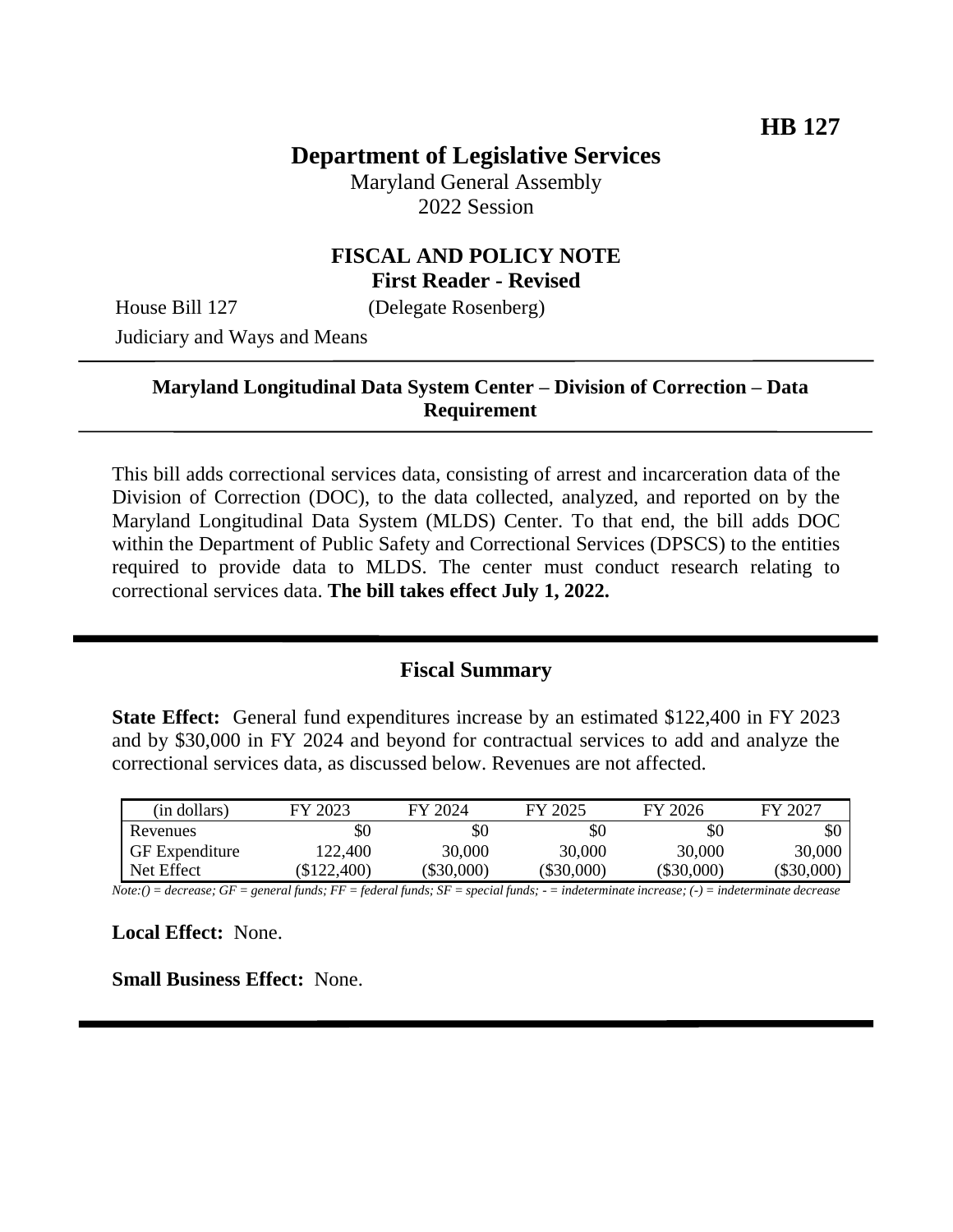HB 127

# Department of Legislative Services

Maryland General Assembly
2022 Session

## FISCAL AND POLICY NOTE
**First Reader - Revised**

House Bill 127 (Delegate Rosenberg)
Judiciary and Ways and Means

---

**Maryland Longitudinal Data System Center – Division of Correction – Data Requirement**

---

This bill adds correctional services data, consisting of arrest and incarceration data of the Division of Correction (DOC), to the data collected, analyzed, and reported on by the Maryland Longitudinal Data System (MLDS) Center. To that end, the bill adds DOC within the Department of Public Safety and Correctional Services (DPSCS) to the entities required to provide data to MLDS. The center must conduct research relating to correctional services data. **The bill takes effect July 1, 2022.**

---

## Fiscal Summary

**State Effect:** General fund expenditures increase by an estimated $122,400 in FY 2023 and by $30,000 in FY 2024 and beyond for contractual services to add and analyze the correctional services data, as discussed below. Revenues are not affected.

| (in dollars) | FY 2023 | FY 2024 | FY 2025 | FY 2026 | FY 2027 |
|---|---|---|---|---|---|
| Revenues | $0 | $0 | $0 | $0 | $0 |
| GF Expenditure | 122,400 | 30,000 | 30,000 | 30,000 | 30,000 |
| Net Effect | ($122,400) | ($30,000) | ($30,000) | ($30,000) | ($30,000) |

*Note:() = decrease; GF = general funds; FF = federal funds; SF = special funds; - = indeterminate increase; (-) = indeterminate decrease*

**Local Effect:** None.

**Small Business Effect:** None.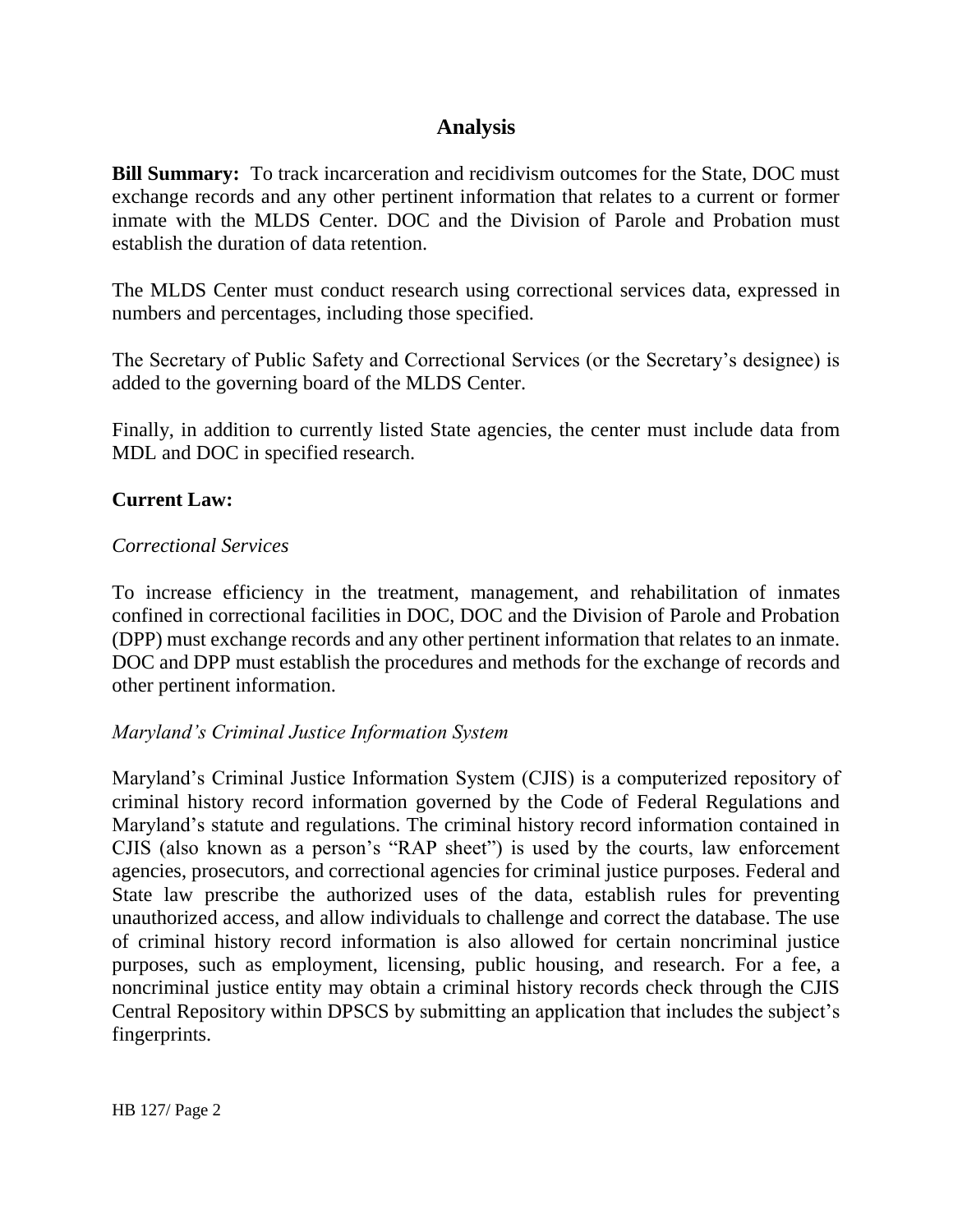## Analysis

**Bill Summary:** To track incarceration and recidivism outcomes for the State, DOC must exchange records and any other pertinent information that relates to a current or former inmate with the MLDS Center. DOC and the Division of Parole and Probation must establish the duration of data retention.

The MLDS Center must conduct research using correctional services data, expressed in numbers and percentages, including those specified.

The Secretary of Public Safety and Correctional Services (or the Secretary's designee) is added to the governing board of the MLDS Center.

Finally, in addition to currently listed State agencies, the center must include data from MDL and DOC in specified research.

**Current Law:**

*Correctional Services*

To increase efficiency in the treatment, management, and rehabilitation of inmates confined in correctional facilities in DOC, DOC and the Division of Parole and Probation (DPP) must exchange records and any other pertinent information that relates to an inmate. DOC and DPP must establish the procedures and methods for the exchange of records and other pertinent information.

*Maryland's Criminal Justice Information System*

Maryland's Criminal Justice Information System (CJIS) is a computerized repository of criminal history record information governed by the Code of Federal Regulations and Maryland's statute and regulations. The criminal history record information contained in CJIS (also known as a person's "RAP sheet") is used by the courts, law enforcement agencies, prosecutors, and correctional agencies for criminal justice purposes. Federal and State law prescribe the authorized uses of the data, establish rules for preventing unauthorized access, and allow individuals to challenge and correct the database. The use of criminal history record information is also allowed for certain noncriminal justice purposes, such as employment, licensing, public housing, and research. For a fee, a noncriminal justice entity may obtain a criminal history records check through the CJIS Central Repository within DPSCS by submitting an application that includes the subject's fingerprints.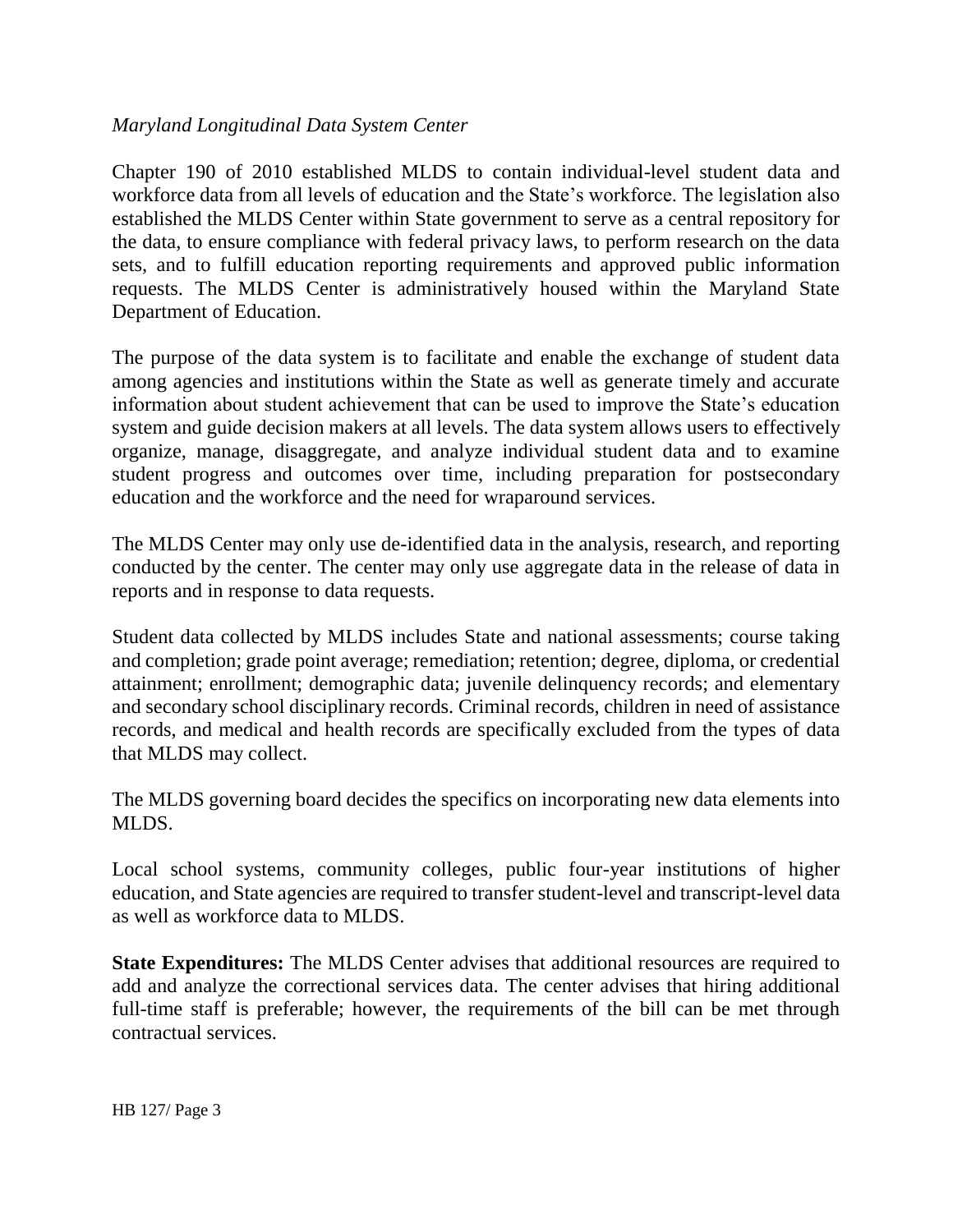*Maryland Longitudinal Data System Center*

Chapter 190 of 2010 established MLDS to contain individual-level student data and workforce data from all levels of education and the State's workforce. The legislation also established the MLDS Center within State government to serve as a central repository for the data, to ensure compliance with federal privacy laws, to perform research on the data sets, and to fulfill education reporting requirements and approved public information requests. The MLDS Center is administratively housed within the Maryland State Department of Education.

The purpose of the data system is to facilitate and enable the exchange of student data among agencies and institutions within the State as well as generate timely and accurate information about student achievement that can be used to improve the State's education system and guide decision makers at all levels. The data system allows users to effectively organize, manage, disaggregate, and analyze individual student data and to examine student progress and outcomes over time, including preparation for postsecondary education and the workforce and the need for wraparound services.

The MLDS Center may only use de-identified data in the analysis, research, and reporting conducted by the center. The center may only use aggregate data in the release of data in reports and in response to data requests.

Student data collected by MLDS includes State and national assessments; course taking and completion; grade point average; remediation; retention; degree, diploma, or credential attainment; enrollment; demographic data; juvenile delinquency records; and elementary and secondary school disciplinary records. Criminal records, children in need of assistance records, and medical and health records are specifically excluded from the types of data that MLDS may collect.

The MLDS governing board decides the specifics on incorporating new data elements into MLDS.

Local school systems, community colleges, public four-year institutions of higher education, and State agencies are required to transfer student-level and transcript-level data as well as workforce data to MLDS.

**State Expenditures:** The MLDS Center advises that additional resources are required to add and analyze the correctional services data. The center advises that hiring additional full-time staff is preferable; however, the requirements of the bill can be met through contractual services.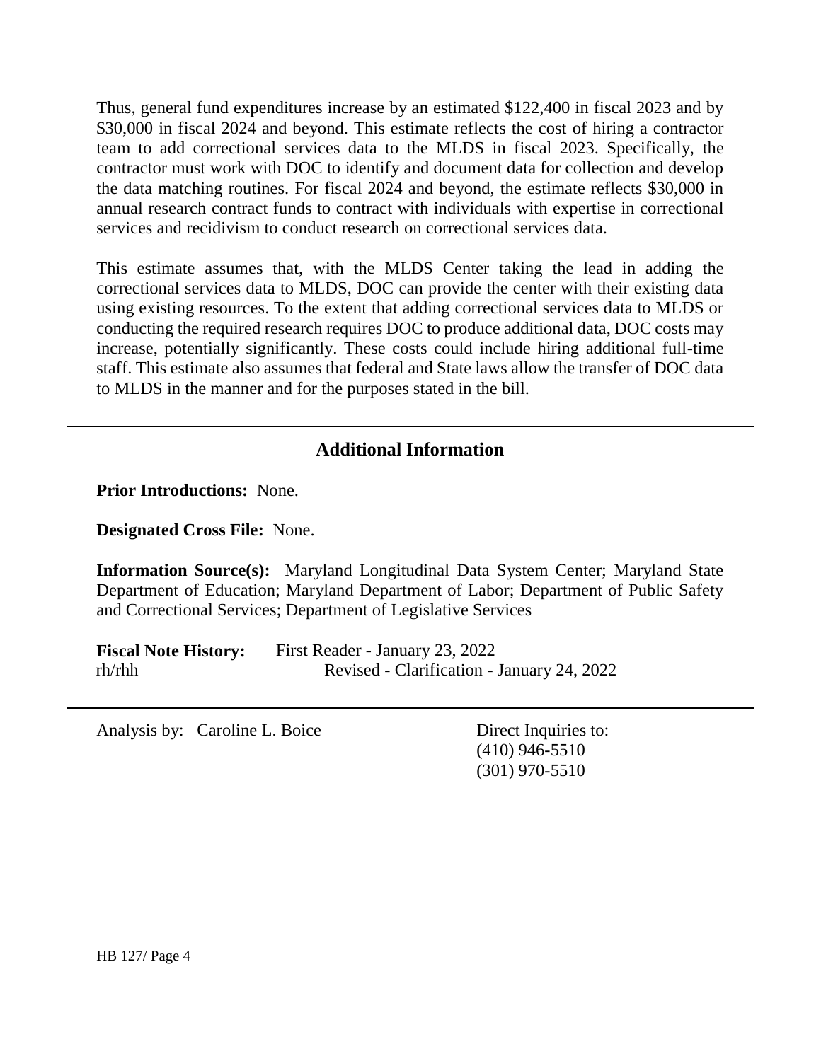Thus, general fund expenditures increase by an estimated $122,400 in fiscal 2023 and by $30,000 in fiscal 2024 and beyond. This estimate reflects the cost of hiring a contractor team to add correctional services data to the MLDS in fiscal 2023. Specifically, the contractor must work with DOC to identify and document data for collection and develop the data matching routines. For fiscal 2024 and beyond, the estimate reflects $30,000 in annual research contract funds to contract with individuals with expertise in correctional services and recidivism to conduct research on correctional services data.

This estimate assumes that, with the MLDS Center taking the lead in adding the correctional services data to MLDS, DOC can provide the center with their existing data using existing resources. To the extent that adding correctional services data to MLDS or conducting the required research requires DOC to produce additional data, DOC costs may increase, potentially significantly. These costs could include hiring additional full-time staff. This estimate also assumes that federal and State laws allow the transfer of DOC data to MLDS in the manner and for the purposes stated in the bill.

## Additional Information

**Prior Introductions:** None.

**Designated Cross File:** None.

**Information Source(s):** Maryland Longitudinal Data System Center; Maryland State Department of Education; Maryland Department of Labor; Department of Public Safety and Correctional Services; Department of Legislative Services

**Fiscal Note History:** First Reader - January 23, 2022
rh/rhh Revised - Clarification - January 24, 2022

Analysis by: Caroline L. Boice

Direct Inquiries to:
(410) 946-5510
(301) 970-5510